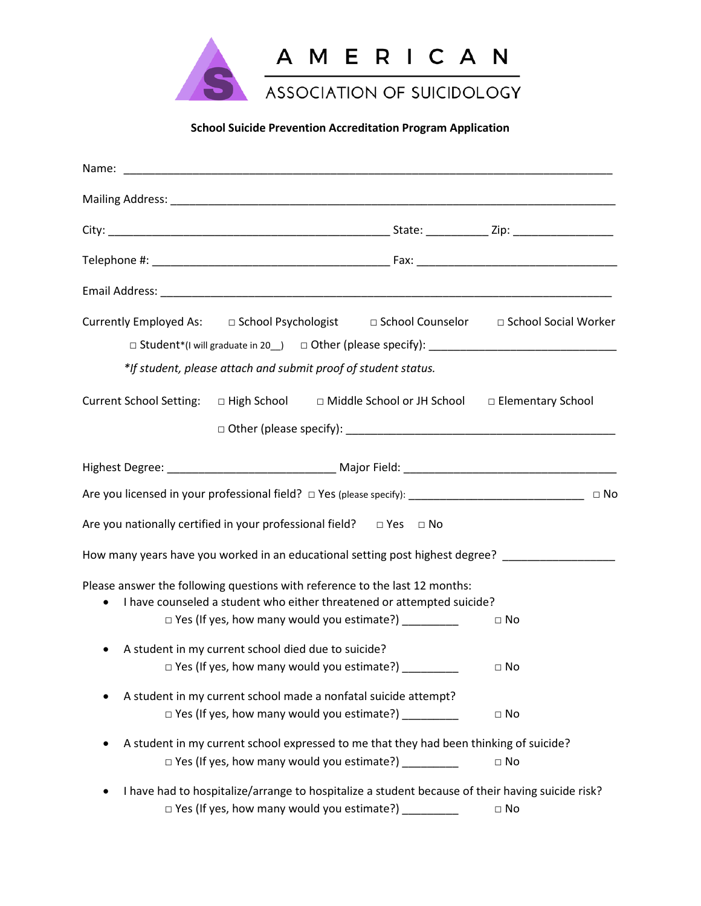# AMERICAN ASSOCIATION OF SUICIDOLOGY

**School Suicide Prevention Accreditation Program Application**

Name: ___________________________________________________________________________

Mailing Address: ____________________________________________________________________

City: ___________________________________________ State: _________ Zip: _______________

Telephone #: ____________________________________ Fax: ______________________________

Email Address: _____________________________________________________________________

Currently Employed As: □ School Psychologist □ School Counselor □ School Social Worker

□ Student*(I will graduate in 20__) □ Other (please specify): ____________________________

*\*If student, please attach and submit proof of student status.*

Current School Setting: □ High School □ Middle School or JH School □ Elementary School

□ Other (please specify): __________________________________________

Highest Degree: _________________________ Major Field: _________________________________

Are you licensed in your professional field? □ Yes (please specify): ___________________________ □ No

Are you nationally certified in your professional field? □ Yes □ No

How many years have you worked in an educational setting post highest degree? _________________

Please answer the following questions with reference to the last 12 months:

- I have counseled a student who either threatened or attempted suicide?
  □ Yes (If yes, how many would you estimate?) _________ □ No

- A student in my current school died due to suicide?
  □ Yes (If yes, how many would you estimate?) _________ □ No

- A student in my current school made a nonfatal suicide attempt?
  □ Yes (If yes, how many would you estimate?) _________ □ No

- A student in my current school expressed to me that they had been thinking of suicide?
  □ Yes (If yes, how many would you estimate?) _________ □ No

- I have had to hospitalize/arrange to hospitalize a student because of their having suicide risk?
  □ Yes (If yes, how many would you estimate?) _________ □ No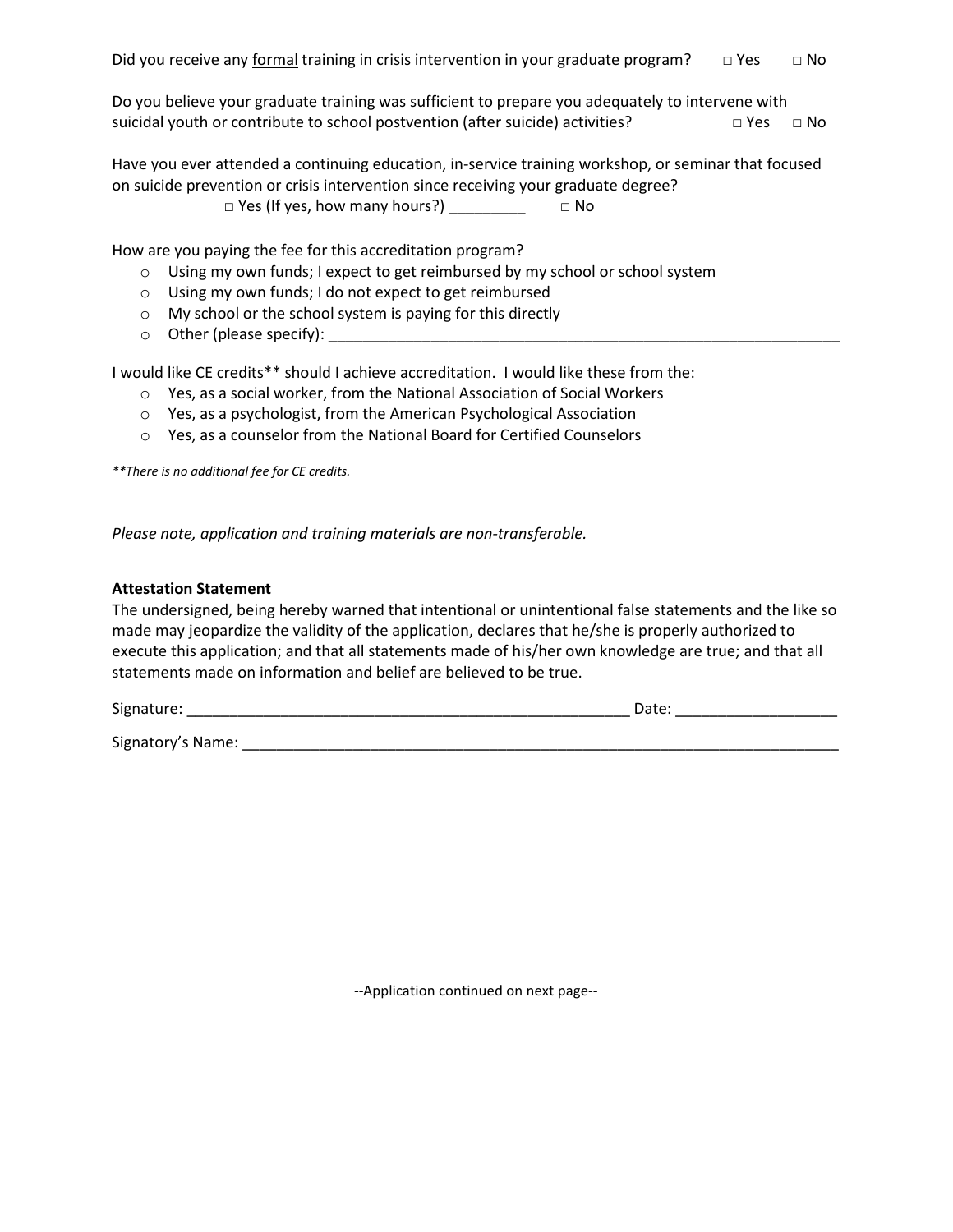Did you receive any <u>formal</u> training in crisis intervention in your graduate program? □ Yes □ No

Do you believe your graduate training was sufficient to prepare you adequately to intervene with suicidal youth or contribute to school postvention (after suicide) activities? □ Yes □ No

Have you ever attended a continuing education, in-service training workshop, or seminar that focused on suicide prevention or crisis intervention since receiving your graduate degree?

□ Yes (If yes, how many hours?) _________ □ No

How are you paying the fee for this accreditation program?

- Using my own funds; I expect to get reimbursed by my school or school system
- Using my own funds; I do not expect to get reimbursed
- My school or the school system is paying for this directly
- Other (please specify): _______________________________________________________________

I would like CE credits** should I achieve accreditation. I would like these from the:

- Yes, as a social worker, from the National Association of Social Workers
- Yes, as a psychologist, from the American Psychological Association
- Yes, as a counselor from the National Board for Certified Counselors

*\*\*There is no additional fee for CE credits.*

*Please note, application and training materials are non-transferable.*

**Attestation Statement**

The undersigned, being hereby warned that intentional or unintentional false statements and the like so made may jeopardize the validity of the application, declares that he/she is properly authorized to execute this application; and that all statements made of his/her own knowledge are true; and that all statements made on information and belief are believed to be true.

Signature: ______________________________________________________ Date: ___________________

Signatory's Name: ___________________________________________________________________________

--Application continued on next page--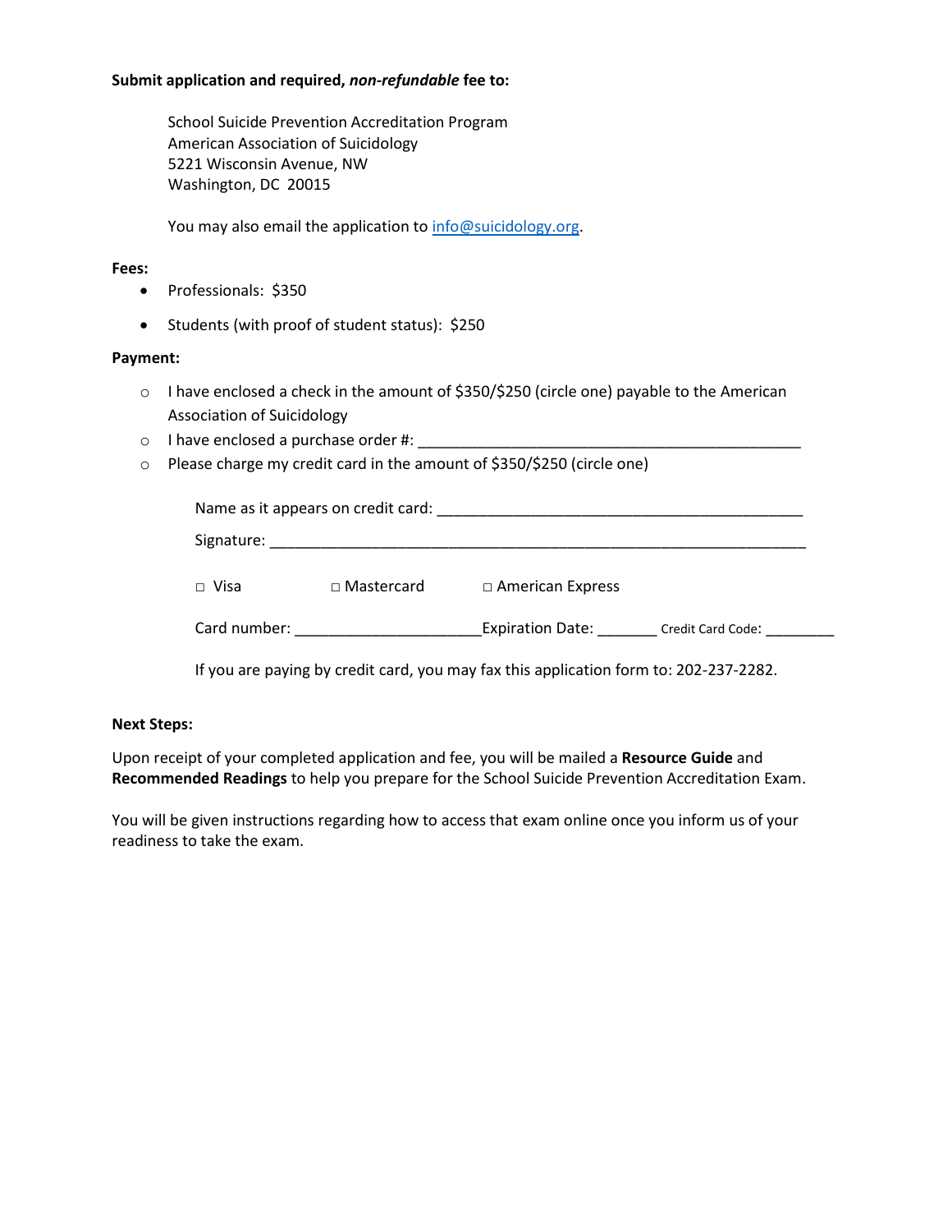**Submit application and required, *non-refundable* fee to:**

School Suicide Prevention Accreditation Program
American Association of Suicidology
5221 Wisconsin Avenue, NW
Washington, DC 20015

You may also email the application to info@suicidology.org.

**Fees:**

- Professionals: $350
- Students (with proof of student status): $250

**Payment:**

- I have enclosed a check in the amount of $350/$250 (circle one) payable to the American Association of Suicidology
- I have enclosed a purchase order #: ___________________________________________
- Please charge my credit card in the amount of $350/$250 (circle one)

Name as it appears on credit card: ___________________________________________

Signature: ___________________________________________________________________

□ Visa □ Mastercard □ American Express

Card number: _____________________ Expiration Date: _______ Credit Card Code: ________

If you are paying by credit card, you may fax this application form to: 202-237-2282.

**Next Steps:**

Upon receipt of your completed application and fee, you will be mailed a **Resource Guide** and **Recommended Readings** to help you prepare for the School Suicide Prevention Accreditation Exam.

You will be given instructions regarding how to access that exam online once you inform us of your readiness to take the exam.